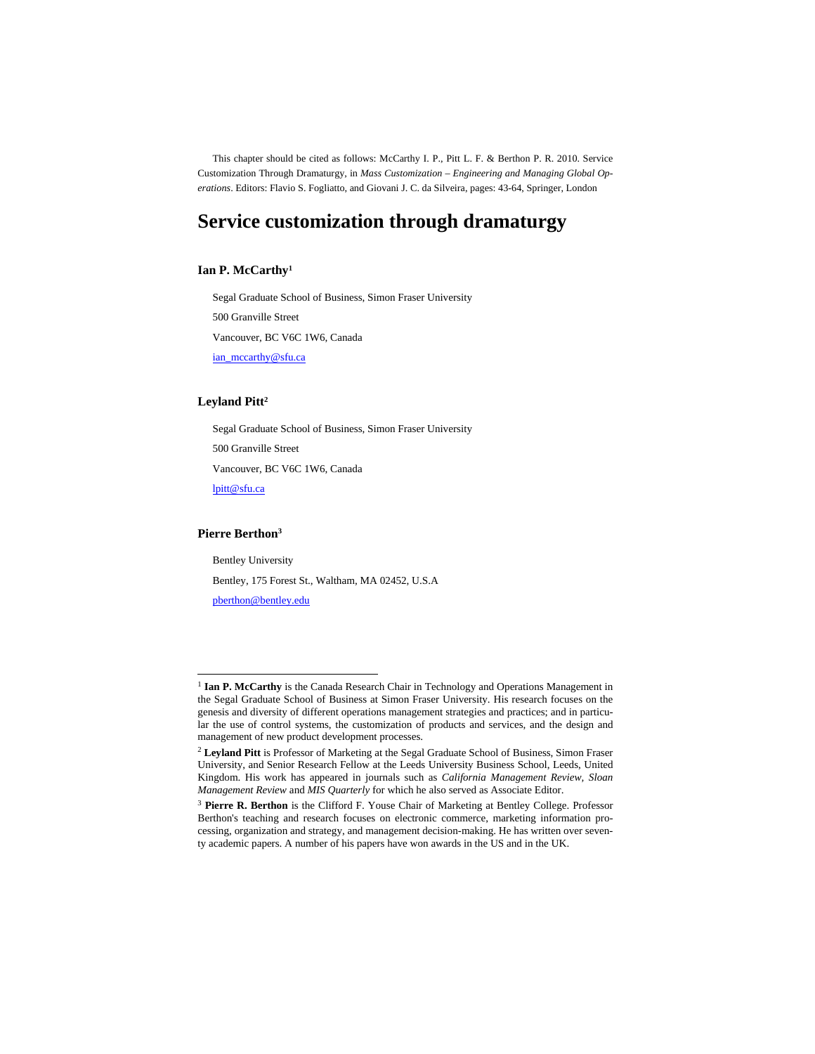This chapter should be cited as follows: McCarthy I. P., Pitt L. F. & Berthon P. R. 2010. Service Customization Through Dramaturgy, in *Mass Customization – Engineering and Managing Global Operations*. Editors: Flavio S. Fogliatto, and Giovani J. C. da Silveira, pages: 43-64, Springer, London

# Service customization through dramaturgy

### Ian P. McCarthy[1]

Segal Graduate School of Business, Simon Fraser University

500 Granville Street

Vancouver, BC V6C 1W6, Canada

ian_mccarthy@sfu.ca

### Leyland Pitt[2]

Segal Graduate School of Business, Simon Fraser University

500 Granville Street

Vancouver, BC V6C 1W6, Canada

lpitt@sfu.ca

### Pierre Berthon[3]

Bentley University

Bentley, 175 Forest St., Waltham, MA 02452, U.S.A

pberthon@bentley.edu

---

[1] **Ian P. McCarthy** is the Canada Research Chair in Technology and Operations Management in the Segal Graduate School of Business at Simon Fraser University. His research focuses on the genesis and diversity of different operations management strategies and practices; and in particular the use of control systems, the customization of products and services, and the design and management of new product development processes.

[2] **Leyland Pitt** is Professor of Marketing at the Segal Graduate School of Business, Simon Fraser University, and Senior Research Fellow at the Leeds University Business School, Leeds, United Kingdom. His work has appeared in journals such as *California Management Review*, *Sloan Management Review* and *MIS Quarterly* for which he also served as Associate Editor.

[3] **Pierre R. Berthon** is the Clifford F. Youse Chair of Marketing at Bentley College. Professor Berthon's teaching and research focuses on electronic commerce, marketing information processing, organization and strategy, and management decision-making. He has written over seventy academic papers. A number of his papers have won awards in the US and in the UK.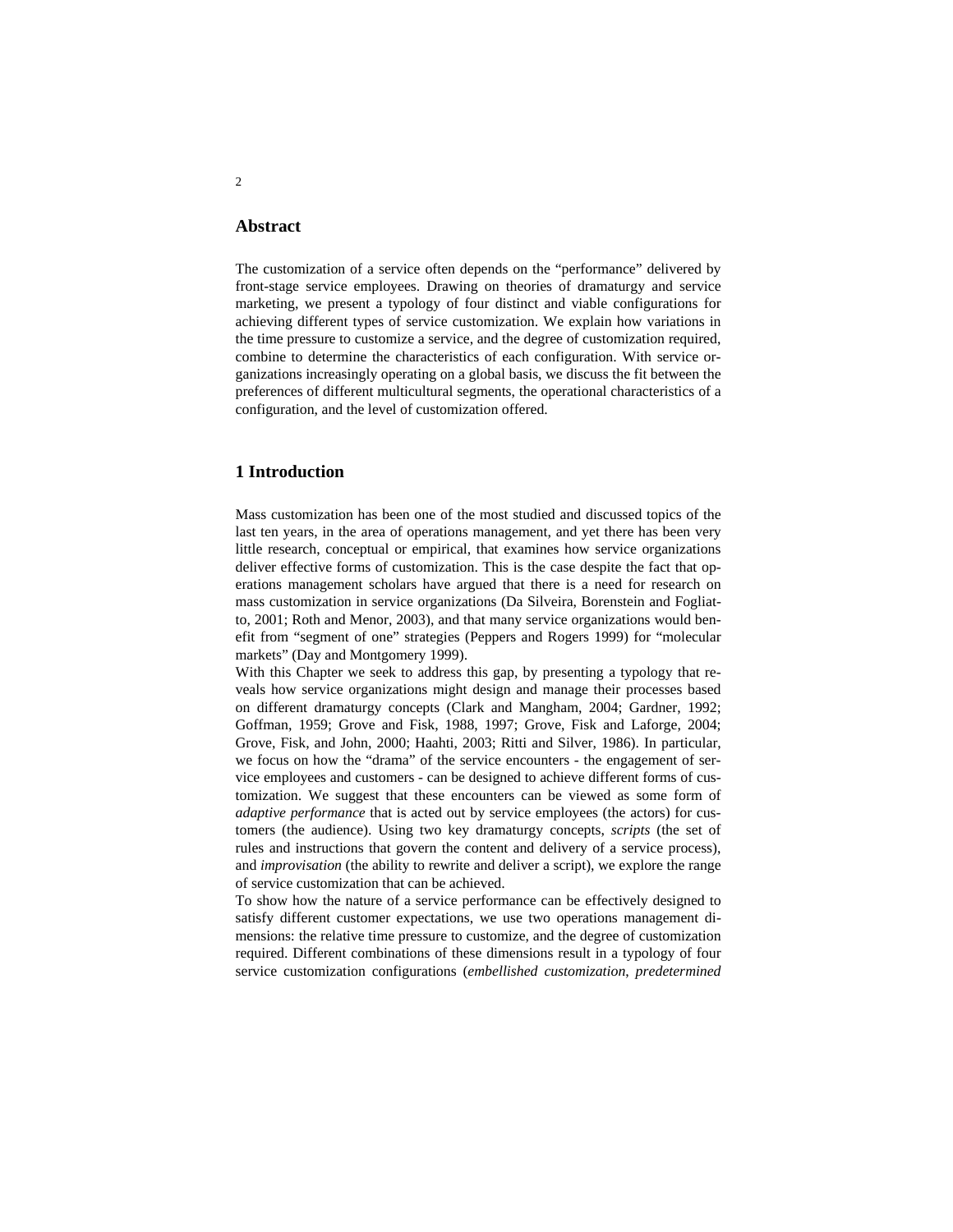## Abstract

The customization of a service often depends on the "performance" delivered by front-stage service employees. Drawing on theories of dramaturgy and service marketing, we present a typology of four distinct and viable configurations for achieving different types of service customization. We explain how variations in the time pressure to customize a service, and the degree of customization required, combine to determine the characteristics of each configuration. With service organizations increasingly operating on a global basis, we discuss the fit between the preferences of different multicultural segments, the operational characteristics of a configuration, and the level of customization offered.

## 1 Introduction

Mass customization has been one of the most studied and discussed topics of the last ten years, in the area of operations management, and yet there has been very little research, conceptual or empirical, that examines how service organizations deliver effective forms of customization. This is the case despite the fact that operations management scholars have argued that there is a need for research on mass customization in service organizations (Da Silveira, Borenstein and Fogliatto, 2001; Roth and Menor, 2003), and that many service organizations would benefit from "segment of one" strategies (Peppers and Rogers 1999) for "molecular markets" (Day and Montgomery 1999).

With this Chapter we seek to address this gap, by presenting a typology that reveals how service organizations might design and manage their processes based on different dramaturgy concepts (Clark and Mangham, 2004; Gardner, 1992; Goffman, 1959; Grove and Fisk, 1988, 1997; Grove, Fisk and Laforge, 2004; Grove, Fisk, and John, 2000; Haahti, 2003; Ritti and Silver, 1986). In particular, we focus on how the "drama" of the service encounters - the engagement of service employees and customers - can be designed to achieve different forms of customization. We suggest that these encounters can be viewed as some form of *adaptive performance* that is acted out by service employees (the actors) for customers (the audience). Using two key dramaturgy concepts, *scripts* (the set of rules and instructions that govern the content and delivery of a service process), and *improvisation* (the ability to rewrite and deliver a script), we explore the range of service customization that can be achieved.

To show how the nature of a service performance can be effectively designed to satisfy different customer expectations, we use two operations management dimensions: the relative time pressure to customize, and the degree of customization required. Different combinations of these dimensions result in a typology of four service customization configurations (*embellished customization*, *predetermined*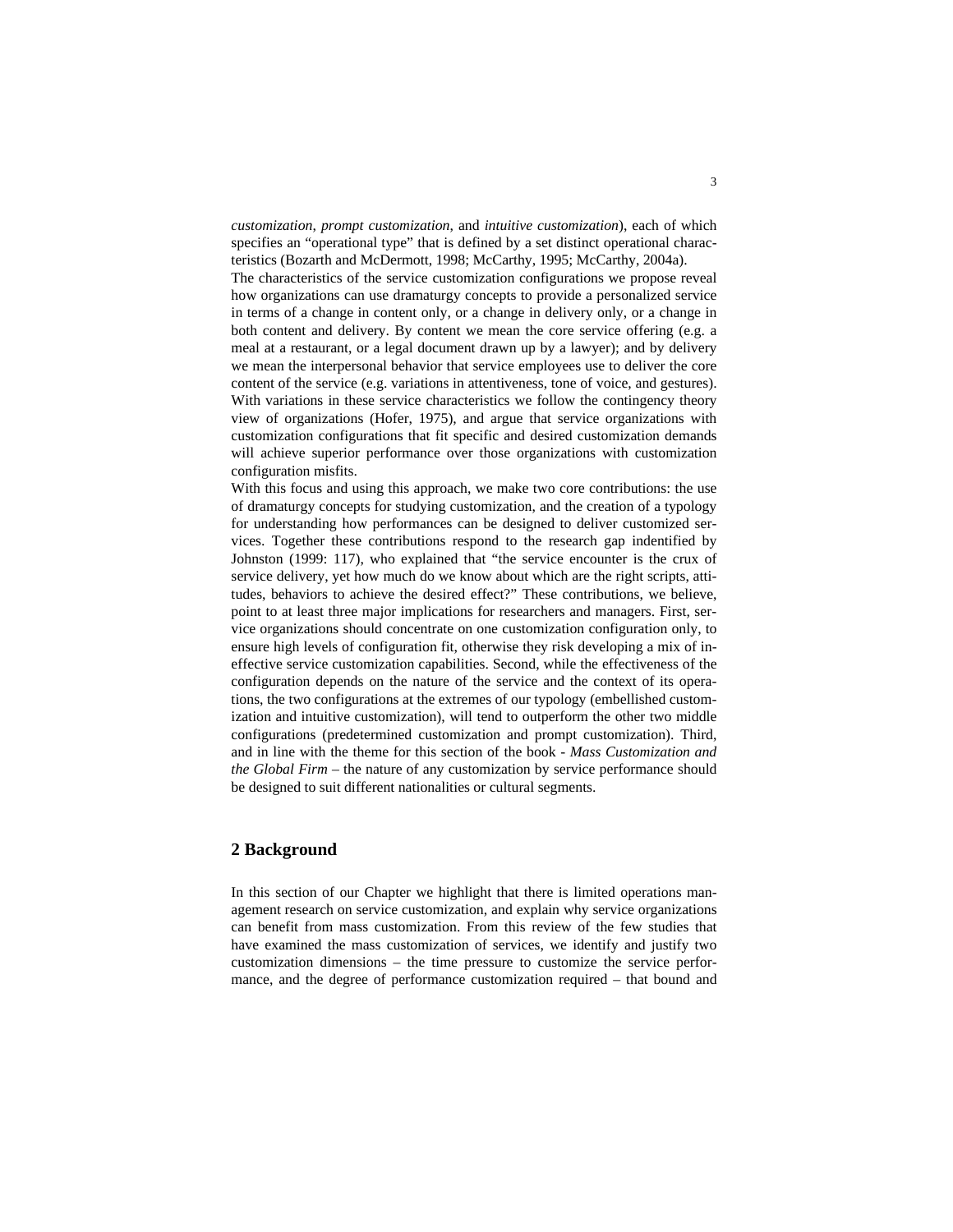*customization*, *prompt customization*, and *intuitive customization*), each of which specifies an "operational type" that is defined by a set distinct operational characteristics (Bozarth and McDermott, 1998; McCarthy, 1995; McCarthy, 2004a).

The characteristics of the service customization configurations we propose reveal how organizations can use dramaturgy concepts to provide a personalized service in terms of a change in content only, or a change in delivery only, or a change in both content and delivery. By content we mean the core service offering (e.g. a meal at a restaurant, or a legal document drawn up by a lawyer); and by delivery we mean the interpersonal behavior that service employees use to deliver the core content of the service (e.g. variations in attentiveness, tone of voice, and gestures). With variations in these service characteristics we follow the contingency theory view of organizations (Hofer, 1975), and argue that service organizations with customization configurations that fit specific and desired customization demands will achieve superior performance over those organizations with customization configuration misfits.

With this focus and using this approach, we make two core contributions: the use of dramaturgy concepts for studying customization, and the creation of a typology for understanding how performances can be designed to deliver customized services. Together these contributions respond to the research gap indentified by Johnston (1999: 117), who explained that "the service encounter is the crux of service delivery, yet how much do we know about which are the right scripts, attitudes, behaviors to achieve the desired effect?" These contributions, we believe, point to at least three major implications for researchers and managers. First, service organizations should concentrate on one customization configuration only, to ensure high levels of configuration fit, otherwise they risk developing a mix of ineffective service customization capabilities. Second, while the effectiveness of the configuration depends on the nature of the service and the context of its operations, the two configurations at the extremes of our typology (embellished customization and intuitive customization), will tend to outperform the other two middle configurations (predetermined customization and prompt customization). Third, and in line with the theme for this section of the book - *Mass Customization and the Global Firm* – the nature of any customization by service performance should be designed to suit different nationalities or cultural segments.

## 2 Background

In this section of our Chapter we highlight that there is limited operations management research on service customization, and explain why service organizations can benefit from mass customization. From this review of the few studies that have examined the mass customization of services, we identify and justify two customization dimensions – the time pressure to customize the service performance, and the degree of performance customization required – that bound and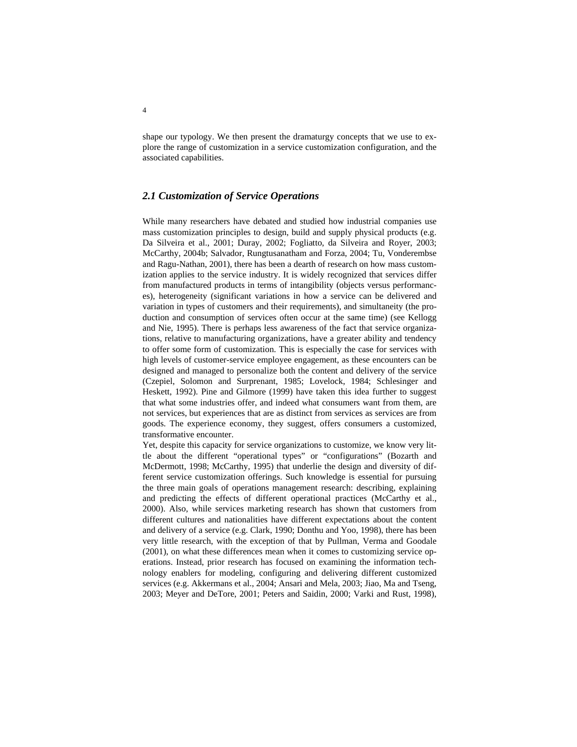shape our typology. We then present the dramaturgy concepts that we use to explore the range of customization in a service customization configuration, and the associated capabilities.

## *2.1 Customization of Service Operations*

While many researchers have debated and studied how industrial companies use mass customization principles to design, build and supply physical products (e.g. Da Silveira et al., 2001; Duray, 2002; Fogliatto, da Silveira and Royer, 2003; McCarthy, 2004b; Salvador, Rungtusanatham and Forza, 2004; Tu, Vonderembse and Ragu-Nathan, 2001), there has been a dearth of research on how mass customization applies to the service industry. It is widely recognized that services differ from manufactured products in terms of intangibility (objects versus performances), heterogeneity (significant variations in how a service can be delivered and variation in types of customers and their requirements), and simultaneity (the production and consumption of services often occur at the same time) (see Kellogg and Nie, 1995). There is perhaps less awareness of the fact that service organizations, relative to manufacturing organizations, have a greater ability and tendency to offer some form of customization. This is especially the case for services with high levels of customer-service employee engagement, as these encounters can be designed and managed to personalize both the content and delivery of the service (Czepiel, Solomon and Surprenant, 1985; Lovelock, 1984; Schlesinger and Heskett, 1992). Pine and Gilmore (1999) have taken this idea further to suggest that what some industries offer, and indeed what consumers want from them, are not services, but experiences that are as distinct from services as services are from goods. The experience economy, they suggest, offers consumers a customized, transformative encounter.

Yet, despite this capacity for service organizations to customize, we know very little about the different "operational types" or "configurations" (Bozarth and McDermott, 1998; McCarthy, 1995) that underlie the design and diversity of different service customization offerings. Such knowledge is essential for pursuing the three main goals of operations management research: describing, explaining and predicting the effects of different operational practices (McCarthy et al., 2000). Also, while services marketing research has shown that customers from different cultures and nationalities have different expectations about the content and delivery of a service (e.g. Clark, 1990; Donthu and Yoo, 1998), there has been very little research, with the exception of that by Pullman, Verma and Goodale (2001), on what these differences mean when it comes to customizing service operations. Instead, prior research has focused on examining the information technology enablers for modeling, configuring and delivering different customized services (e.g. Akkermans et al., 2004; Ansari and Mela, 2003; Jiao, Ma and Tseng, 2003; Meyer and DeTore, 2001; Peters and Saidin, 2000; Varki and Rust, 1998),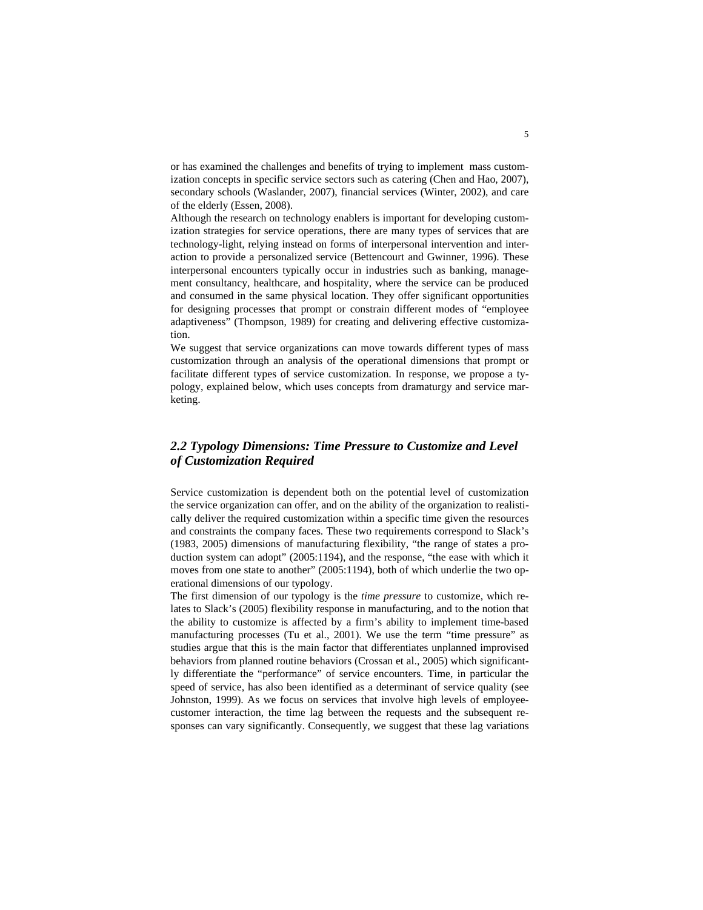or has examined the challenges and benefits of trying to implement mass customization concepts in specific service sectors such as catering (Chen and Hao, 2007), secondary schools (Waslander, 2007), financial services (Winter, 2002), and care of the elderly (Essen, 2008).

Although the research on technology enablers is important for developing customization strategies for service operations, there are many types of services that are technology-light, relying instead on forms of interpersonal intervention and interaction to provide a personalized service (Bettencourt and Gwinner, 1996). These interpersonal encounters typically occur in industries such as banking, management consultancy, healthcare, and hospitality, where the service can be produced and consumed in the same physical location. They offer significant opportunities for designing processes that prompt or constrain different modes of "employee adaptiveness" (Thompson, 1989) for creating and delivering effective customization.

We suggest that service organizations can move towards different types of mass customization through an analysis of the operational dimensions that prompt or facilitate different types of service customization. In response, we propose a typology, explained below, which uses concepts from dramaturgy and service marketing.

## *2.2 Typology Dimensions: Time Pressure to Customize and Level of Customization Required*

Service customization is dependent both on the potential level of customization the service organization can offer, and on the ability of the organization to realistically deliver the required customization within a specific time given the resources and constraints the company faces. These two requirements correspond to Slack's (1983, 2005) dimensions of manufacturing flexibility, "the range of states a production system can adopt" (2005:1194), and the response, "the ease with which it moves from one state to another" (2005:1194), both of which underlie the two operational dimensions of our typology.

The first dimension of our typology is the *time pressure* to customize, which relates to Slack's (2005) flexibility response in manufacturing, and to the notion that the ability to customize is affected by a firm's ability to implement time-based manufacturing processes (Tu et al., 2001). We use the term "time pressure" as studies argue that this is the main factor that differentiates unplanned improvised behaviors from planned routine behaviors (Crossan et al., 2005) which significantly differentiate the "performance" of service encounters. Time, in particular the speed of service, has also been identified as a determinant of service quality (see Johnston, 1999). As we focus on services that involve high levels of employee-customer interaction, the time lag between the requests and the subsequent responses can vary significantly. Consequently, we suggest that these lag variations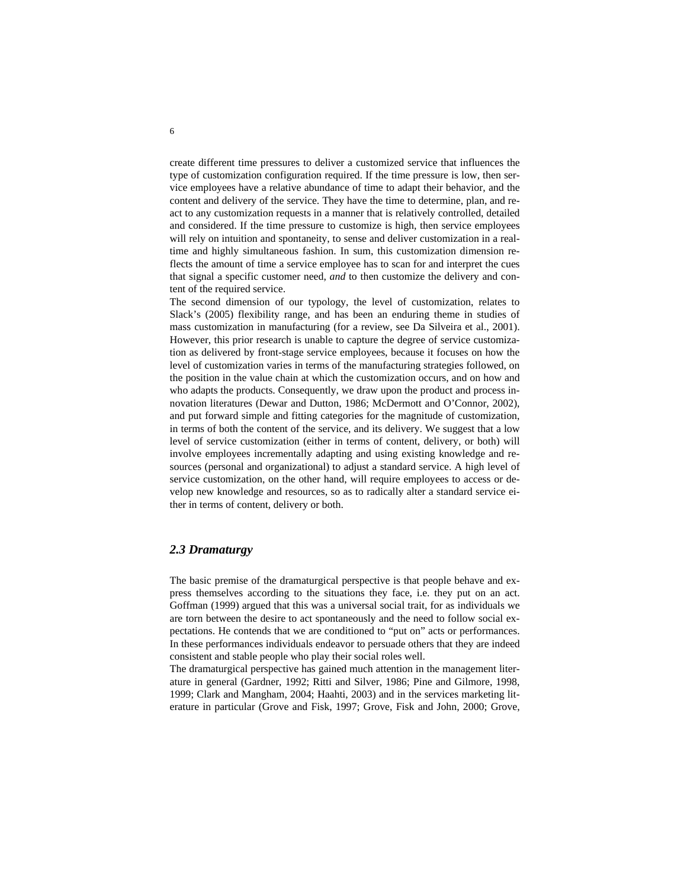create different time pressures to deliver a customized service that influences the type of customization configuration required. If the time pressure is low, then service employees have a relative abundance of time to adapt their behavior, and the content and delivery of the service. They have the time to determine, plan, and react to any customization requests in a manner that is relatively controlled, detailed and considered. If the time pressure to customize is high, then service employees will rely on intuition and spontaneity, to sense and deliver customization in a real-time and highly simultaneous fashion. In sum, this customization dimension reflects the amount of time a service employee has to scan for and interpret the cues that signal a specific customer need, *and* to then customize the delivery and content of the required service.

The second dimension of our typology, the level of customization, relates to Slack's (2005) flexibility range, and has been an enduring theme in studies of mass customization in manufacturing (for a review, see Da Silveira et al., 2001). However, this prior research is unable to capture the degree of service customization as delivered by front-stage service employees, because it focuses on how the level of customization varies in terms of the manufacturing strategies followed, on the position in the value chain at which the customization occurs, and on how and who adapts the products. Consequently, we draw upon the product and process innovation literatures (Dewar and Dutton, 1986; McDermott and O'Connor, 2002), and put forward simple and fitting categories for the magnitude of customization, in terms of both the content of the service, and its delivery. We suggest that a low level of service customization (either in terms of content, delivery, or both) will involve employees incrementally adapting and using existing knowledge and resources (personal and organizational) to adjust a standard service. A high level of service customization, on the other hand, will require employees to access or develop new knowledge and resources, so as to radically alter a standard service either in terms of content, delivery or both.

### *2.3 Dramaturgy*

The basic premise of the dramaturgical perspective is that people behave and express themselves according to the situations they face, i.e. they put on an act. Goffman (1999) argued that this was a universal social trait, for as individuals we are torn between the desire to act spontaneously and the need to follow social expectations. He contends that we are conditioned to "put on" acts or performances. In these performances individuals endeavor to persuade others that they are indeed consistent and stable people who play their social roles well.

The dramaturgical perspective has gained much attention in the management literature in general (Gardner, 1992; Ritti and Silver, 1986; Pine and Gilmore, 1998, 1999; Clark and Mangham, 2004; Haahti, 2003) and in the services marketing literature in particular (Grove and Fisk, 1997; Grove, Fisk and John, 2000; Grove,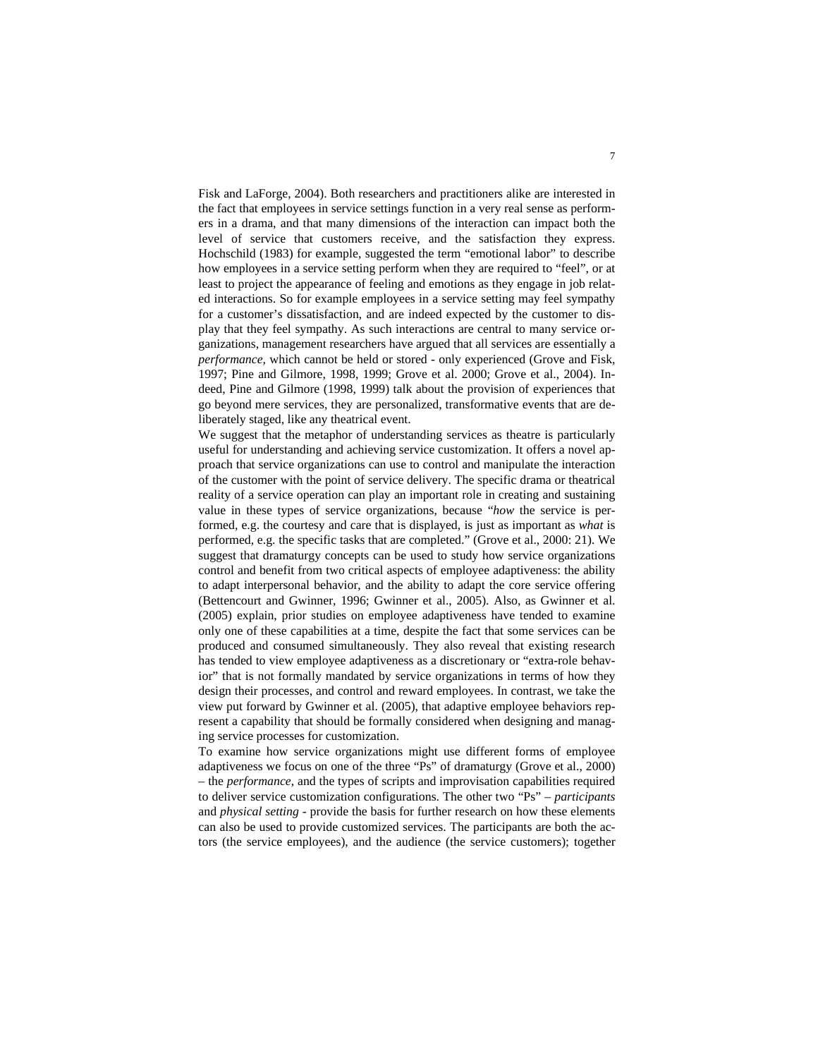Fisk and LaForge, 2004). Both researchers and practitioners alike are interested in the fact that employees in service settings function in a very real sense as performers in a drama, and that many dimensions of the interaction can impact both the level of service that customers receive, and the satisfaction they express. Hochschild (1983) for example, suggested the term "emotional labor" to describe how employees in a service setting perform when they are required to "feel", or at least to project the appearance of feeling and emotions as they engage in job related interactions. So for example employees in a service setting may feel sympathy for a customer's dissatisfaction, and are indeed expected by the customer to display that they feel sympathy. As such interactions are central to many service organizations, management researchers have argued that all services are essentially a *performance,* which cannot be held or stored - only experienced (Grove and Fisk, 1997; Pine and Gilmore, 1998, 1999; Grove et al. 2000; Grove et al., 2004). Indeed, Pine and Gilmore (1998, 1999) talk about the provision of experiences that go beyond mere services, they are personalized, transformative events that are deliberately staged, like any theatrical event.

We suggest that the metaphor of understanding services as theatre is particularly useful for understanding and achieving service customization. It offers a novel approach that service organizations can use to control and manipulate the interaction of the customer with the point of service delivery. The specific drama or theatrical reality of a service operation can play an important role in creating and sustaining value in these types of service organizations, because "*how* the service is performed, e.g. the courtesy and care that is displayed, is just as important as *what* is performed, e.g. the specific tasks that are completed." (Grove et al., 2000: 21). We suggest that dramaturgy concepts can be used to study how service organizations control and benefit from two critical aspects of employee adaptiveness: the ability to adapt interpersonal behavior, and the ability to adapt the core service offering (Bettencourt and Gwinner, 1996; Gwinner et al., 2005). Also, as Gwinner et al. (2005) explain, prior studies on employee adaptiveness have tended to examine only one of these capabilities at a time, despite the fact that some services can be produced and consumed simultaneously. They also reveal that existing research has tended to view employee adaptiveness as a discretionary or "extra-role behavior" that is not formally mandated by service organizations in terms of how they design their processes, and control and reward employees. In contrast, we take the view put forward by Gwinner et al. (2005), that adaptive employee behaviors represent a capability that should be formally considered when designing and managing service processes for customization.

To examine how service organizations might use different forms of employee adaptiveness we focus on one of the three "Ps" of dramaturgy (Grove et al., 2000) – the *performance,* and the types of scripts and improvisation capabilities required to deliver service customization configurations. The other two "Ps" – *participants* and *physical setting* - provide the basis for further research on how these elements can also be used to provide customized services. The participants are both the actors (the service employees), and the audience (the service customers); together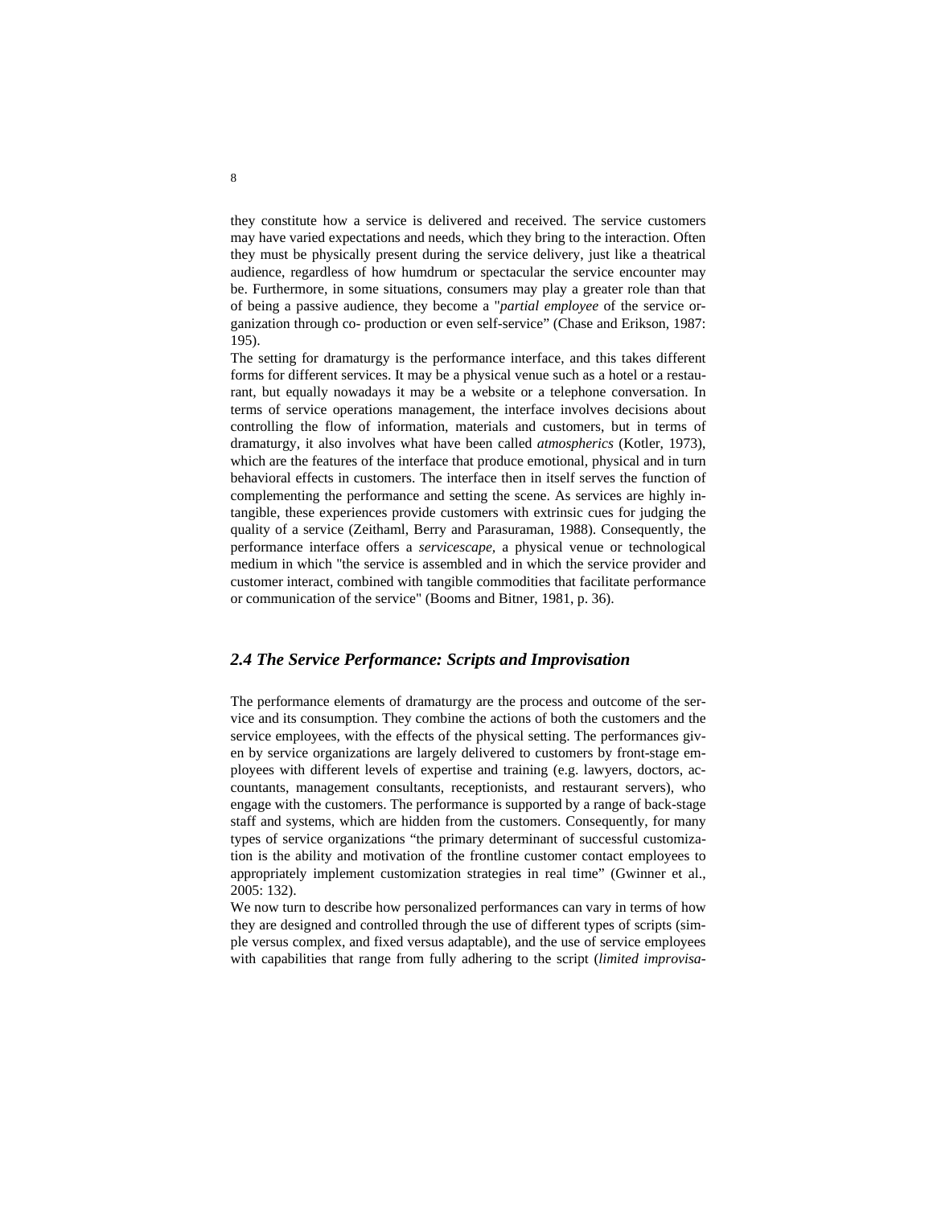they constitute how a service is delivered and received. The service customers may have varied expectations and needs, which they bring to the interaction. Often they must be physically present during the service delivery, just like a theatrical audience, regardless of how humdrum or spectacular the service encounter may be. Furthermore, in some situations, consumers may play a greater role than that of being a passive audience, they become a "*partial employee* of the service organization through co- production or even self-service" (Chase and Erikson, 1987: 195).

The setting for dramaturgy is the performance interface, and this takes different forms for different services. It may be a physical venue such as a hotel or a restaurant, but equally nowadays it may be a website or a telephone conversation. In terms of service operations management, the interface involves decisions about controlling the flow of information, materials and customers, but in terms of dramaturgy, it also involves what have been called *atmospherics* (Kotler, 1973), which are the features of the interface that produce emotional, physical and in turn behavioral effects in customers. The interface then in itself serves the function of complementing the performance and setting the scene. As services are highly intangible, these experiences provide customers with extrinsic cues for judging the quality of a service (Zeithaml, Berry and Parasuraman, 1988). Consequently, the performance interface offers a *servicescape*, a physical venue or technological medium in which "the service is assembled and in which the service provider and customer interact, combined with tangible commodities that facilitate performance or communication of the service" (Booms and Bitner, 1981, p. 36).

### *2.4 The Service Performance: Scripts and Improvisation*

The performance elements of dramaturgy are the process and outcome of the service and its consumption. They combine the actions of both the customers and the service employees, with the effects of the physical setting. The performances given by service organizations are largely delivered to customers by front-stage employees with different levels of expertise and training (e.g. lawyers, doctors, accountants, management consultants, receptionists, and restaurant servers), who engage with the customers. The performance is supported by a range of back-stage staff and systems, which are hidden from the customers. Consequently, for many types of service organizations "the primary determinant of successful customization is the ability and motivation of the frontline customer contact employees to appropriately implement customization strategies in real time" (Gwinner et al., 2005: 132).

We now turn to describe how personalized performances can vary in terms of how they are designed and controlled through the use of different types of scripts (simple versus complex, and fixed versus adaptable), and the use of service employees with capabilities that range from fully adhering to the script (*limited improvisa-*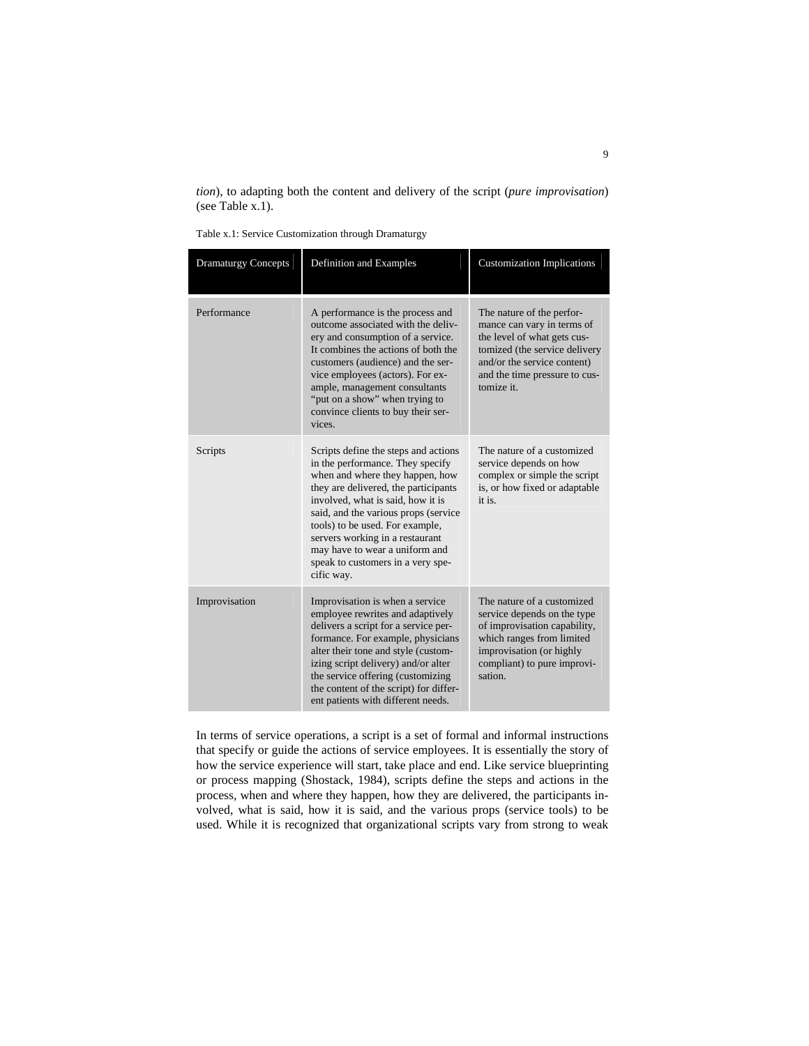*tion*), to adapting both the content and delivery of the script (*pure improvisation*) (see Table x.1).

Table x.1: Service Customization through Dramaturgy

| Dramaturgy Concepts | Definition and Examples | Customization Implications |
|---|---|---|
| Performance | A performance is the process and outcome associated with the delivery and consumption of a service. It combines the actions of both the customers (audience) and the service employees (actors). For example, management consultants “put on a show” when trying to convince clients to buy their services. | The nature of the performance can vary in terms of the level of what gets customized (the service delivery and/or the service content) and the time pressure to customize it. |
| Scripts | Scripts define the steps and actions in the performance. They specify when and where they happen, how they are delivered, the participants involved, what is said, how it is said, and the various props (service tools) to be used. For example, servers working in a restaurant may have to wear a uniform and speak to customers in a very specific way. | The nature of a customized service depends on how complex or simple the script is, or how fixed or adaptable it is. |
| Improvisation | Improvisation is when a service employee rewrites and adaptively delivers a script for a service performance. For example, physicians alter their tone and style (customizing script delivery) and/or alter the service offering (customizing the content of the script) for different patients with different needs. | The nature of a customized service depends on the type of improvisation capability, which ranges from limited improvisation (or highly compliant) to pure improvisation. |

In terms of service operations, a script is a set of formal and informal instructions that specify or guide the actions of service employees. It is essentially the story of how the service experience will start, take place and end. Like service blueprinting or process mapping (Shostack, 1984), scripts define the steps and actions in the process, when and where they happen, how they are delivered, the participants involved, what is said, how it is said, and the various props (service tools) to be used. While it is recognized that organizational scripts vary from strong to weak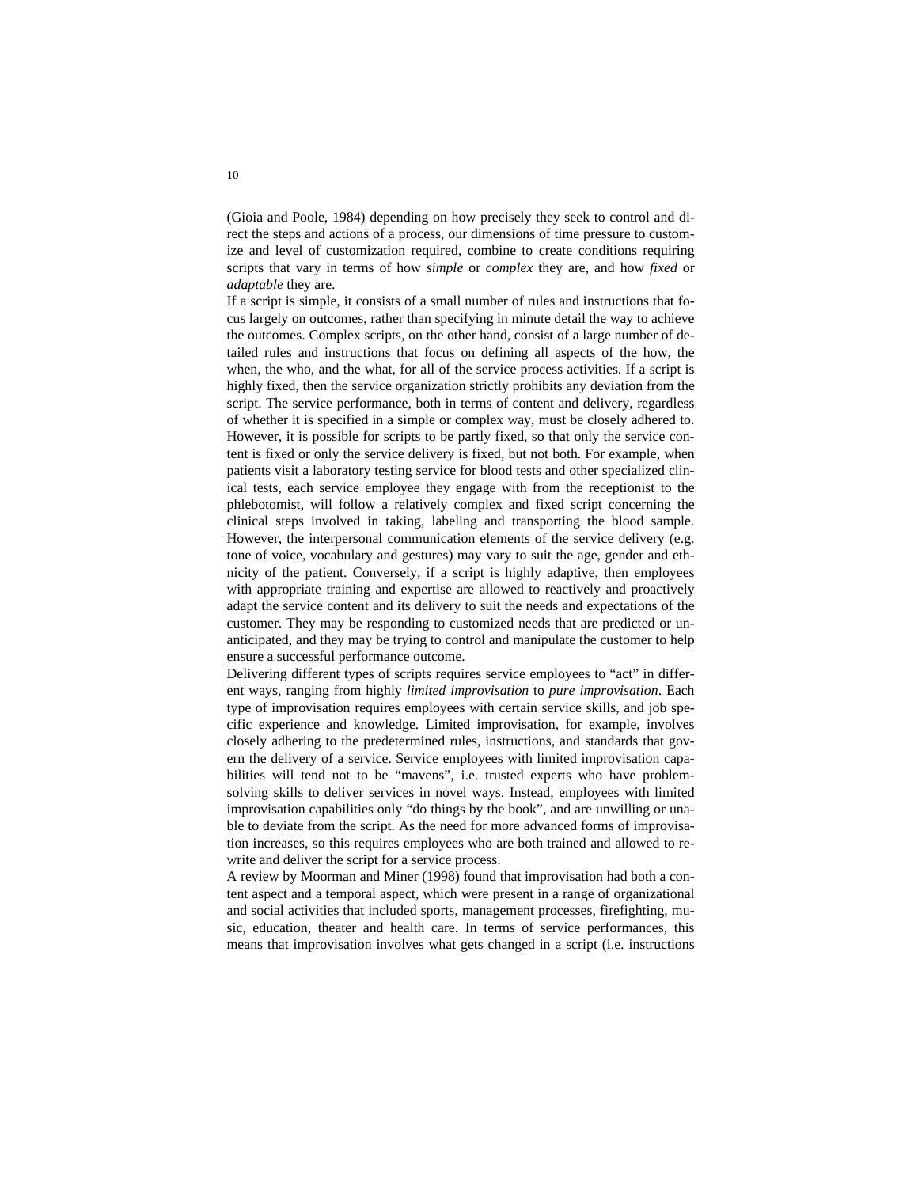(Gioia and Poole, 1984) depending on how precisely they seek to control and direct the steps and actions of a process, our dimensions of time pressure to customize and level of customization required, combine to create conditions requiring scripts that vary in terms of how *simple* or *complex* they are, and how *fixed* or *adaptable* they are.

If a script is simple, it consists of a small number of rules and instructions that focus largely on outcomes, rather than specifying in minute detail the way to achieve the outcomes. Complex scripts, on the other hand, consist of a large number of detailed rules and instructions that focus on defining all aspects of the how, the when, the who, and the what, for all of the service process activities. If a script is highly fixed, then the service organization strictly prohibits any deviation from the script. The service performance, both in terms of content and delivery, regardless of whether it is specified in a simple or complex way, must be closely adhered to. However, it is possible for scripts to be partly fixed, so that only the service content is fixed or only the service delivery is fixed, but not both. For example, when patients visit a laboratory testing service for blood tests and other specialized clinical tests, each service employee they engage with from the receptionist to the phlebotomist, will follow a relatively complex and fixed script concerning the clinical steps involved in taking, labeling and transporting the blood sample. However, the interpersonal communication elements of the service delivery (e.g. tone of voice, vocabulary and gestures) may vary to suit the age, gender and ethnicity of the patient. Conversely, if a script is highly adaptive, then employees with appropriate training and expertise are allowed to reactively and proactively adapt the service content and its delivery to suit the needs and expectations of the customer. They may be responding to customized needs that are predicted or unanticipated, and they may be trying to control and manipulate the customer to help ensure a successful performance outcome.

Delivering different types of scripts requires service employees to "act" in different ways, ranging from highly *limited improvisation* to *pure improvisation*. Each type of improvisation requires employees with certain service skills, and job specific experience and knowledge. Limited improvisation, for example, involves closely adhering to the predetermined rules, instructions, and standards that govern the delivery of a service. Service employees with limited improvisation capabilities will tend not to be "mavens", i.e. trusted experts who have problem-solving skills to deliver services in novel ways. Instead, employees with limited improvisation capabilities only "do things by the book", and are unwilling or unable to deviate from the script. As the need for more advanced forms of improvisation increases, so this requires employees who are both trained and allowed to rewrite and deliver the script for a service process.

A review by Moorman and Miner (1998) found that improvisation had both a content aspect and a temporal aspect, which were present in a range of organizational and social activities that included sports, management processes, firefighting, music, education, theater and health care. In terms of service performances, this means that improvisation involves what gets changed in a script (i.e. instructions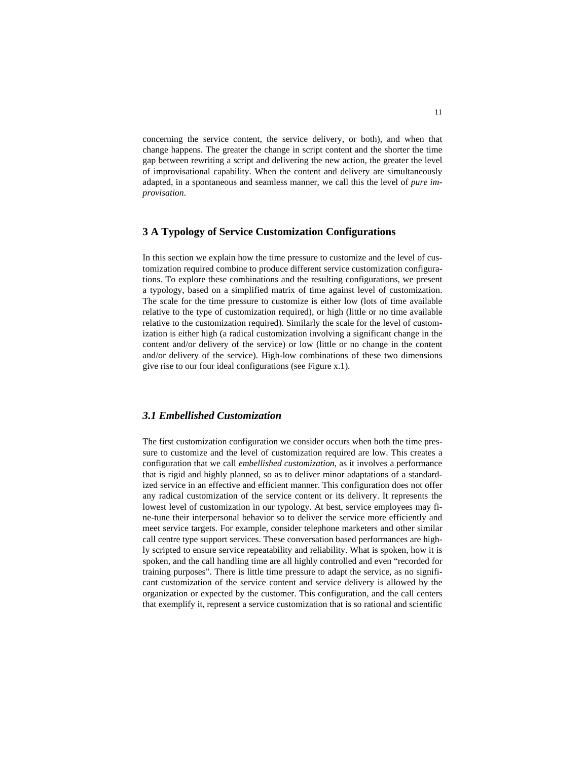concerning the service content, the service delivery, or both), and when that change happens. The greater the change in script content and the shorter the time gap between rewriting a script and delivering the new action, the greater the level of improvisational capability. When the content and delivery are simultaneously adapted, in a spontaneous and seamless manner, we call this the level of *pure improvisation*.

## 3 A Typology of Service Customization Configurations

In this section we explain how the time pressure to customize and the level of customization required combine to produce different service customization configurations. To explore these combinations and the resulting configurations, we present a typology, based on a simplified matrix of time against level of customization. The scale for the time pressure to customize is either low (lots of time available relative to the type of customization required), or high (little or no time available relative to the customization required). Similarly the scale for the level of customization is either high (a radical customization involving a significant change in the content and/or delivery of the service) or low (little or no change in the content and/or delivery of the service). High-low combinations of these two dimensions give rise to our four ideal configurations (see Figure x.1).

### *3.1 Embellished Customization*

The first customization configuration we consider occurs when both the time pressure to customize and the level of customization required are low. This creates a configuration that we call *embellished customization*, as it involves a performance that is rigid and highly planned, so as to deliver minor adaptations of a standardized service in an effective and efficient manner. This configuration does not offer any radical customization of the service content or its delivery. It represents the lowest level of customization in our typology. At best, service employees may fine-tune their interpersonal behavior so to deliver the service more efficiently and meet service targets. For example, consider telephone marketers and other similar call centre type support services. These conversation based performances are highly scripted to ensure service repeatability and reliability. What is spoken, how it is spoken, and the call handling time are all highly controlled and even "recorded for training purposes". There is little time pressure to adapt the service, as no significant customization of the service content and service delivery is allowed by the organization or expected by the customer. This configuration, and the call centers that exemplify it, represent a service customization that is so rational and scientific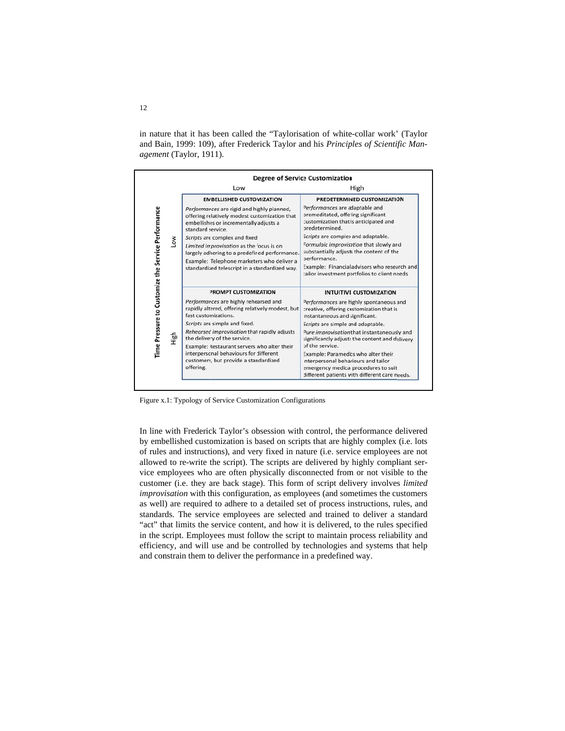in nature that it has been called the "Taylorisation of white-collar work' (Taylor and Bain, 1999: 109), after Frederick Taylor and his *Principles of Scientific Management* (Taylor, 1911).

| Time Pressure to Customize the Service Performance | Degree of Service Customization: Low | Degree of Service Customization: High |
|---|---|---|
| Low | **EMBELLISHED CUSTOMIZATION**<br>*Performances* are rigid and highly planned, offering relatively modest customization that embellishes or incrementally adjusts a standard service.<br>*Scripts* are complex and fixed<br>*Limited improvisation* as the focus is on largely adhering to a predefined performance.<br>Example: Telephone marketers who deliver a standardized telescript in a standardized way. | **PREDETERMINED CUSTOMIZATION**<br>*Performances* are adaptable and premeditated, offering significant customization that is anticipated and predetermined.<br>*Scripts* are complex and adaptable.<br>*Formulaic improvisation* that slowly and substantially adjusts the content of the performance.<br>Example: Financial advisors who research and tailor investment portfolios to client needs |
| High | **PROMPT CUSTOMIZATION**<br>*Performances* are highly rehearsed and rapidly altered, offering relatively modest, but fast customizations.<br>*Scripts* are simple and fixed.<br>*Rehearsed improvisation* that rapidly adjusts the delivery of the service.<br>Example: Restaurant servers who alter their interpersonal behaviours for different customers, but provide a standardized offering. | **INTUITIVE CUSTOMIZATION**<br>*Performances* are highly spontaneous and creative, offering customization that is instantaneous and significant.<br>*Scripts* are simple and adaptable.<br>*Pure improvisation* that instantaneously and significantly adjusts the content and delivery of the service.<br>Example: Paramedics who alter their interpersonal behaviours and tailor emergency medical procedures to suit different patients with different care needs. |

Figure x.1: Typology of Service Customization Configurations

In line with Frederick Taylor's obsession with control, the performance delivered by embellished customization is based on scripts that are highly complex (i.e. lots of rules and instructions), and very fixed in nature (i.e. service employees are not allowed to re-write the script). The scripts are delivered by highly compliant service employees who are often physically disconnected from or not visible to the customer (i.e. they are back stage). This form of script delivery involves *limited improvisation* with this configuration, as employees (and sometimes the customers as well) are required to adhere to a detailed set of process instructions, rules, and standards. The service employees are selected and trained to deliver a standard "act" that limits the service content, and how it is delivered, to the rules specified in the script. Employees must follow the script to maintain process reliability and efficiency, and will use and be controlled by technologies and systems that help and constrain them to deliver the performance in a predefined way.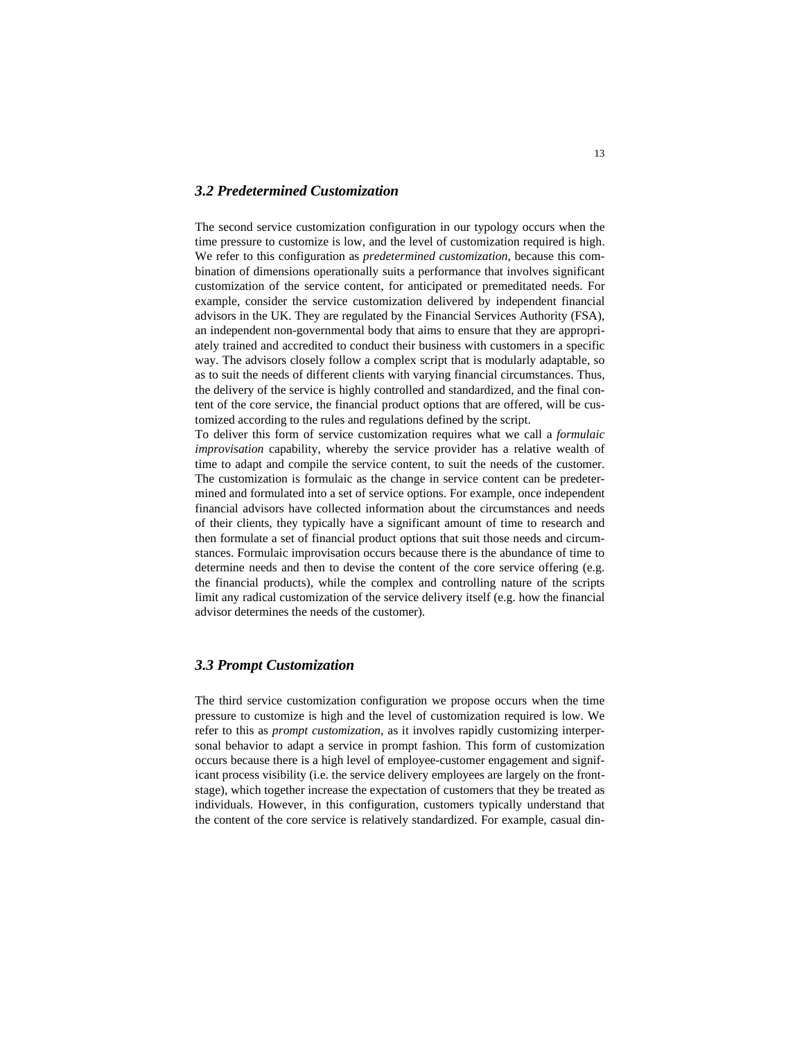### *3.2 Predetermined Customization*

The second service customization configuration in our typology occurs when the time pressure to customize is low, and the level of customization required is high. We refer to this configuration as *predetermined customization*, because this combination of dimensions operationally suits a performance that involves significant customization of the service content, for anticipated or premeditated needs. For example, consider the service customization delivered by independent financial advisors in the UK. They are regulated by the Financial Services Authority (FSA), an independent non-governmental body that aims to ensure that they are appropriately trained and accredited to conduct their business with customers in a specific way. The advisors closely follow a complex script that is modularly adaptable, so as to suit the needs of different clients with varying financial circumstances. Thus, the delivery of the service is highly controlled and standardized, and the final content of the core service, the financial product options that are offered, will be customized according to the rules and regulations defined by the script.

To deliver this form of service customization requires what we call a *formulaic improvisation* capability, whereby the service provider has a relative wealth of time to adapt and compile the service content, to suit the needs of the customer. The customization is formulaic as the change in service content can be predetermined and formulated into a set of service options. For example, once independent financial advisors have collected information about the circumstances and needs of their clients, they typically have a significant amount of time to research and then formulate a set of financial product options that suit those needs and circumstances. Formulaic improvisation occurs because there is the abundance of time to determine needs and then to devise the content of the core service offering (e.g. the financial products), while the complex and controlling nature of the scripts limit any radical customization of the service delivery itself (e.g. how the financial advisor determines the needs of the customer).

### *3.3 Prompt Customization*

The third service customization configuration we propose occurs when the time pressure to customize is high and the level of customization required is low. We refer to this as *prompt customization*, as it involves rapidly customizing interpersonal behavior to adapt a service in prompt fashion. This form of customization occurs because there is a high level of employee-customer engagement and significant process visibility (i.e. the service delivery employees are largely on the frontstage), which together increase the expectation of customers that they be treated as individuals. However, in this configuration, customers typically understand that the content of the core service is relatively standardized. For example, casual din-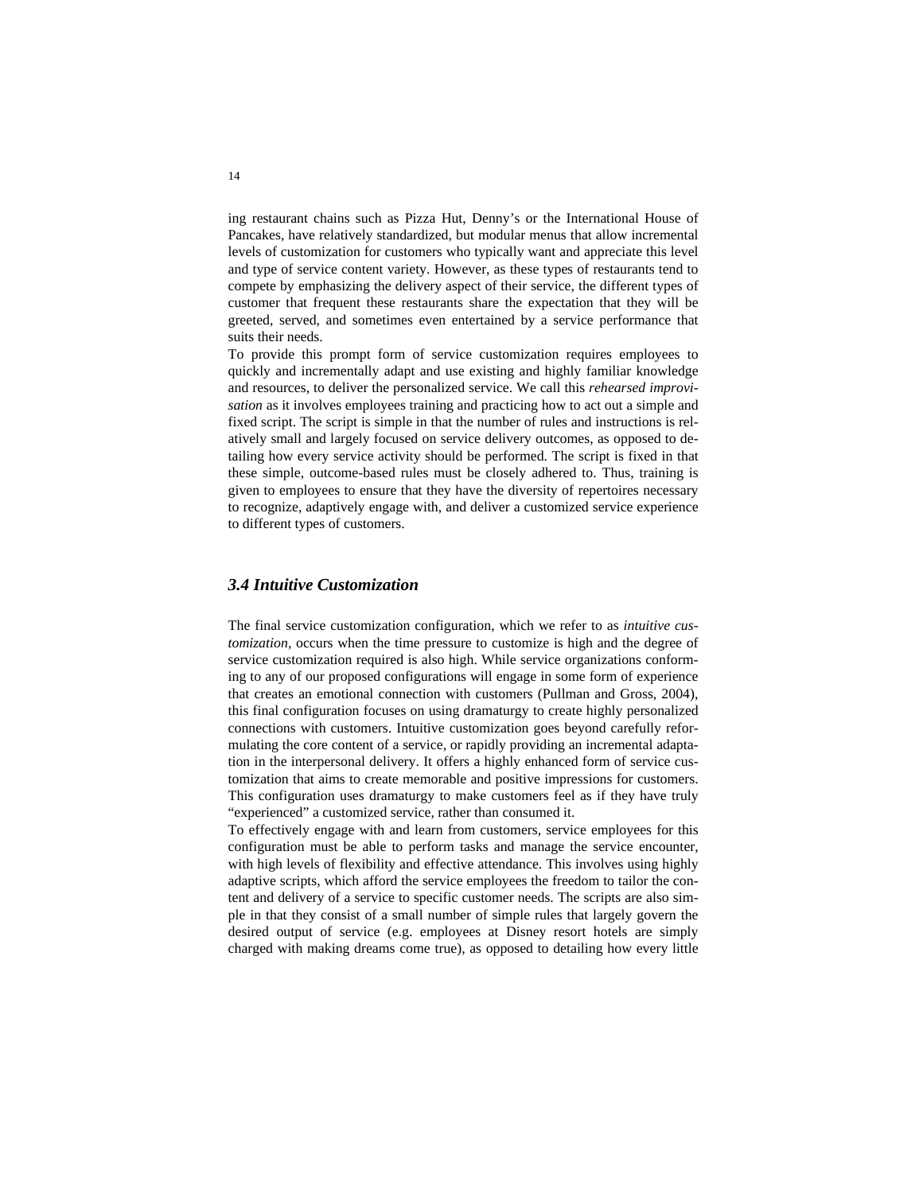ing restaurant chains such as Pizza Hut, Denny's or the International House of Pancakes, have relatively standardized, but modular menus that allow incremental levels of customization for customers who typically want and appreciate this level and type of service content variety. However, as these types of restaurants tend to compete by emphasizing the delivery aspect of their service, the different types of customer that frequent these restaurants share the expectation that they will be greeted, served, and sometimes even entertained by a service performance that suits their needs.

To provide this prompt form of service customization requires employees to quickly and incrementally adapt and use existing and highly familiar knowledge and resources, to deliver the personalized service. We call this *rehearsed improvisation* as it involves employees training and practicing how to act out a simple and fixed script. The script is simple in that the number of rules and instructions is relatively small and largely focused on service delivery outcomes, as opposed to detailing how every service activity should be performed. The script is fixed in that these simple, outcome-based rules must be closely adhered to. Thus, training is given to employees to ensure that they have the diversity of repertoires necessary to recognize, adaptively engage with, and deliver a customized service experience to different types of customers.

### *3.4 Intuitive Customization*

The final service customization configuration, which we refer to as *intuitive customization,* occurs when the time pressure to customize is high and the degree of service customization required is also high. While service organizations conforming to any of our proposed configurations will engage in some form of experience that creates an emotional connection with customers (Pullman and Gross, 2004), this final configuration focuses on using dramaturgy to create highly personalized connections with customers. Intuitive customization goes beyond carefully reformulating the core content of a service, or rapidly providing an incremental adaptation in the interpersonal delivery. It offers a highly enhanced form of service customization that aims to create memorable and positive impressions for customers. This configuration uses dramaturgy to make customers feel as if they have truly "experienced" a customized service, rather than consumed it.

To effectively engage with and learn from customers, service employees for this configuration must be able to perform tasks and manage the service encounter, with high levels of flexibility and effective attendance. This involves using highly adaptive scripts, which afford the service employees the freedom to tailor the content and delivery of a service to specific customer needs. The scripts are also simple in that they consist of a small number of simple rules that largely govern the desired output of service (e.g. employees at Disney resort hotels are simply charged with making dreams come true), as opposed to detailing how every little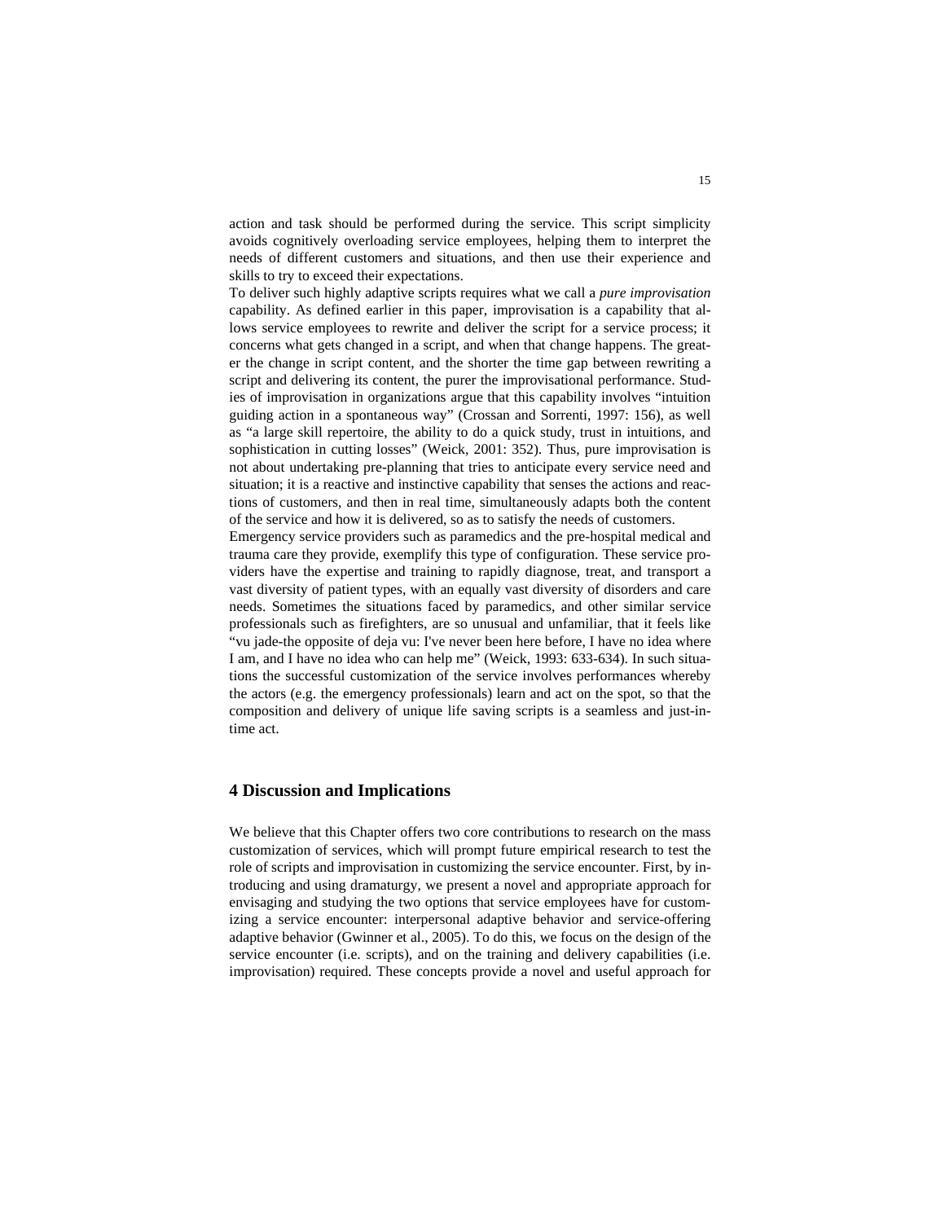action and task should be performed during the service. This script simplicity avoids cognitively overloading service employees, helping them to interpret the needs of different customers and situations, and then use their experience and skills to try to exceed their expectations.

To deliver such highly adaptive scripts requires what we call a *pure improvisation* capability. As defined earlier in this paper, improvisation is a capability that allows service employees to rewrite and deliver the script for a service process; it concerns what gets changed in a script, and when that change happens. The greater the change in script content, and the shorter the time gap between rewriting a script and delivering its content, the purer the improvisational performance. Studies of improvisation in organizations argue that this capability involves "intuition guiding action in a spontaneous way" (Crossan and Sorrenti, 1997: 156), as well as "a large skill repertoire, the ability to do a quick study, trust in intuitions, and sophistication in cutting losses" (Weick, 2001: 352). Thus, pure improvisation is not about undertaking pre-planning that tries to anticipate every service need and situation; it is a reactive and instinctive capability that senses the actions and reactions of customers, and then in real time, simultaneously adapts both the content of the service and how it is delivered, so as to satisfy the needs of customers.

Emergency service providers such as paramedics and the pre-hospital medical and trauma care they provide, exemplify this type of configuration. These service providers have the expertise and training to rapidly diagnose, treat, and transport a vast diversity of patient types, with an equally vast diversity of disorders and care needs. Sometimes the situations faced by paramedics, and other similar service professionals such as firefighters, are so unusual and unfamiliar, that it feels like "vu jade-the opposite of deja vu: I've never been here before, I have no idea where I am, and I have no idea who can help me" (Weick, 1993: 633-634). In such situations the successful customization of the service involves performances whereby the actors (e.g. the emergency professionals) learn and act on the spot, so that the composition and delivery of unique life saving scripts is a seamless and just-in-time act.

## 4 Discussion and Implications

We believe that this Chapter offers two core contributions to research on the mass customization of services, which will prompt future empirical research to test the role of scripts and improvisation in customizing the service encounter. First, by introducing and using dramaturgy, we present a novel and appropriate approach for envisaging and studying the two options that service employees have for customizing a service encounter: interpersonal adaptive behavior and service-offering adaptive behavior (Gwinner et al., 2005). To do this, we focus on the design of the service encounter (i.e. scripts), and on the training and delivery capabilities (i.e. improvisation) required. These concepts provide a novel and useful approach for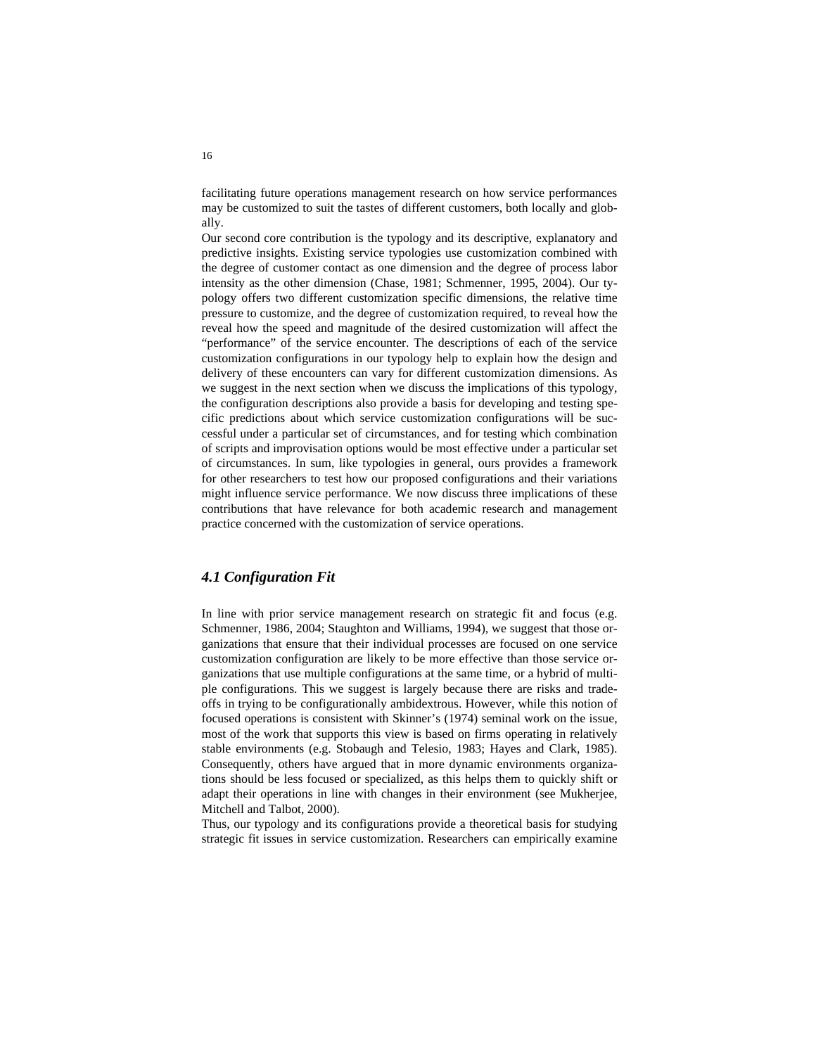facilitating future operations management research on how service performances may be customized to suit the tastes of different customers, both locally and globally.

Our second core contribution is the typology and its descriptive, explanatory and predictive insights. Existing service typologies use customization combined with the degree of customer contact as one dimension and the degree of process labor intensity as the other dimension (Chase, 1981; Schmenner, 1995, 2004). Our typology offers two different customization specific dimensions, the relative time pressure to customize, and the degree of customization required, to reveal how the reveal how the speed and magnitude of the desired customization will affect the "performance" of the service encounter. The descriptions of each of the service customization configurations in our typology help to explain how the design and delivery of these encounters can vary for different customization dimensions. As we suggest in the next section when we discuss the implications of this typology, the configuration descriptions also provide a basis for developing and testing specific predictions about which service customization configurations will be successful under a particular set of circumstances, and for testing which combination of scripts and improvisation options would be most effective under a particular set of circumstances. In sum, like typologies in general, ours provides a framework for other researchers to test how our proposed configurations and their variations might influence service performance. We now discuss three implications of these contributions that have relevance for both academic research and management practice concerned with the customization of service operations.

### *4.1 Configuration Fit*

In line with prior service management research on strategic fit and focus (e.g. Schmenner, 1986, 2004; Staughton and Williams, 1994), we suggest that those organizations that ensure that their individual processes are focused on one service customization configuration are likely to be more effective than those service organizations that use multiple configurations at the same time, or a hybrid of multiple configurations. This we suggest is largely because there are risks and tradeoffs in trying to be configurationally ambidextrous. However, while this notion of focused operations is consistent with Skinner's (1974) seminal work on the issue, most of the work that supports this view is based on firms operating in relatively stable environments (e.g. Stobaugh and Telesio, 1983; Hayes and Clark, 1985). Consequently, others have argued that in more dynamic environments organizations should be less focused or specialized, as this helps them to quickly shift or adapt their operations in line with changes in their environment (see Mukherjee, Mitchell and Talbot, 2000).

Thus, our typology and its configurations provide a theoretical basis for studying strategic fit issues in service customization. Researchers can empirically examine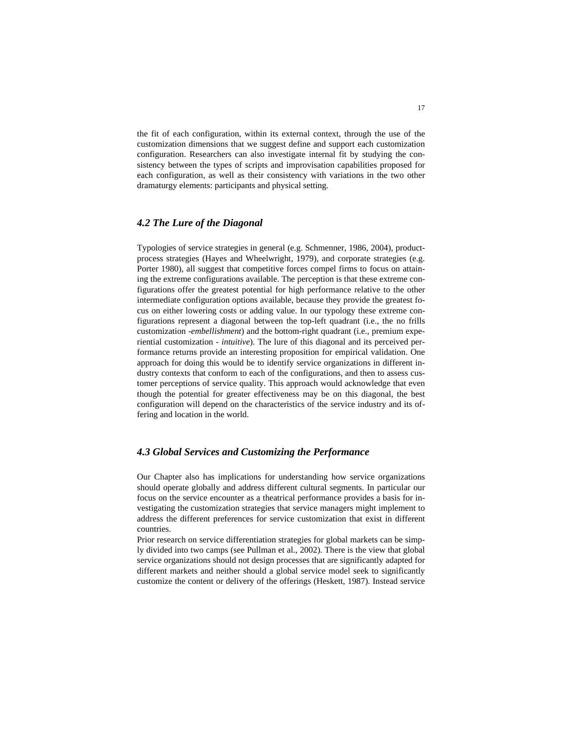the fit of each configuration, within its external context, through the use of the customization dimensions that we suggest define and support each customization configuration. Researchers can also investigate internal fit by studying the consistency between the types of scripts and improvisation capabilities proposed for each configuration, as well as their consistency with variations in the two other dramaturgy elements: participants and physical setting.

### *4.2 The Lure of the Diagonal*

Typologies of service strategies in general (e.g. Schmenner, 1986, 2004), product-process strategies (Hayes and Wheelwright, 1979), and corporate strategies (e.g. Porter 1980), all suggest that competitive forces compel firms to focus on attaining the extreme configurations available. The perception is that these extreme configurations offer the greatest potential for high performance relative to the other intermediate configuration options available, because they provide the greatest focus on either lowering costs or adding value. In our typology these extreme configurations represent a diagonal between the top-left quadrant (i.e., the no frills customization -*embellishment*) and the bottom-right quadrant (i.e., premium experiential customization - *intuitive*). The lure of this diagonal and its perceived performance returns provide an interesting proposition for empirical validation. One approach for doing this would be to identify service organizations in different industry contexts that conform to each of the configurations, and then to assess customer perceptions of service quality. This approach would acknowledge that even though the potential for greater effectiveness may be on this diagonal, the best configuration will depend on the characteristics of the service industry and its offering and location in the world.

### *4.3 Global Services and Customizing the Performance*

Our Chapter also has implications for understanding how service organizations should operate globally and address different cultural segments. In particular our focus on the service encounter as a theatrical performance provides a basis for investigating the customization strategies that service managers might implement to address the different preferences for service customization that exist in different countries.

Prior research on service differentiation strategies for global markets can be simply divided into two camps (see Pullman et al., 2002). There is the view that global service organizations should not design processes that are significantly adapted for different markets and neither should a global service model seek to significantly customize the content or delivery of the offerings (Heskett, 1987). Instead service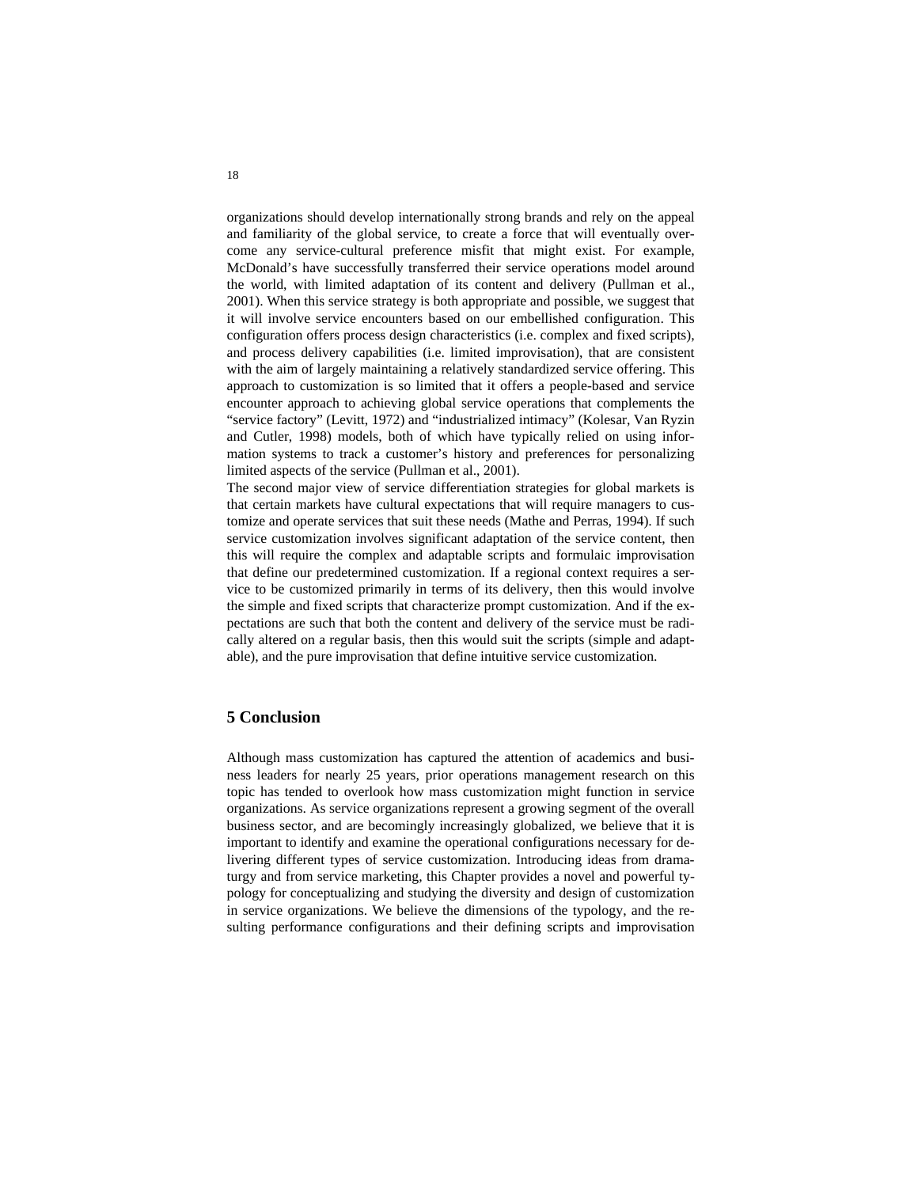organizations should develop internationally strong brands and rely on the appeal and familiarity of the global service, to create a force that will eventually overcome any service-cultural preference misfit that might exist. For example, McDonald's have successfully transferred their service operations model around the world, with limited adaptation of its content and delivery (Pullman et al., 2001). When this service strategy is both appropriate and possible, we suggest that it will involve service encounters based on our embellished configuration. This configuration offers process design characteristics (i.e. complex and fixed scripts), and process delivery capabilities (i.e. limited improvisation), that are consistent with the aim of largely maintaining a relatively standardized service offering. This approach to customization is so limited that it offers a people-based and service encounter approach to achieving global service operations that complements the "service factory" (Levitt, 1972) and "industrialized intimacy" (Kolesar, Van Ryzin and Cutler, 1998) models, both of which have typically relied on using information systems to track a customer's history and preferences for personalizing limited aspects of the service (Pullman et al., 2001).

The second major view of service differentiation strategies for global markets is that certain markets have cultural expectations that will require managers to customize and operate services that suit these needs (Mathe and Perras, 1994). If such service customization involves significant adaptation of the service content, then this will require the complex and adaptable scripts and formulaic improvisation that define our predetermined customization. If a regional context requires a service to be customized primarily in terms of its delivery, then this would involve the simple and fixed scripts that characterize prompt customization. And if the expectations are such that both the content and delivery of the service must be radically altered on a regular basis, then this would suit the scripts (simple and adaptable), and the pure improvisation that define intuitive service customization.

## 5 Conclusion

Although mass customization has captured the attention of academics and business leaders for nearly 25 years, prior operations management research on this topic has tended to overlook how mass customization might function in service organizations. As service organizations represent a growing segment of the overall business sector, and are becomingly increasingly globalized, we believe that it is important to identify and examine the operational configurations necessary for delivering different types of service customization. Introducing ideas from dramaturgy and from service marketing, this Chapter provides a novel and powerful typology for conceptualizing and studying the diversity and design of customization in service organizations. We believe the dimensions of the typology, and the resulting performance configurations and their defining scripts and improvisation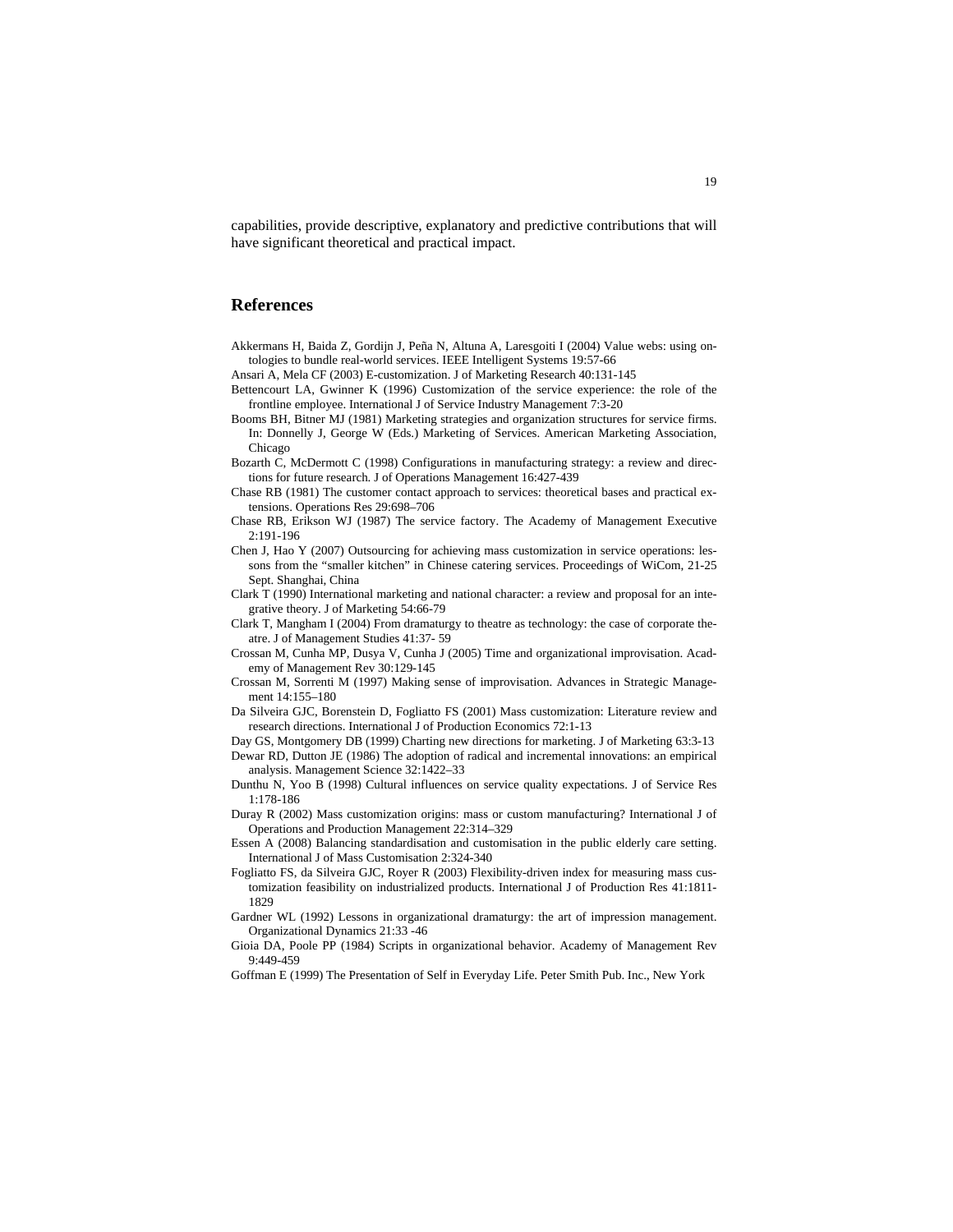capabilities, provide descriptive, explanatory and predictive contributions that will have significant theoretical and practical impact.

## References

Akkermans H, Baida Z, Gordijn J, Peña N, Altuna A, Laresgoiti I (2004) Value webs: using ontologies to bundle real-world services. IEEE Intelligent Systems 19:57-66

Ansari A, Mela CF (2003) E-customization. J of Marketing Research 40:131-145

Bettencourt LA, Gwinner K (1996) Customization of the service experience: the role of the frontline employee. International J of Service Industry Management 7:3-20

Booms BH, Bitner MJ (1981) Marketing strategies and organization structures for service firms. In: Donnelly J, George W (Eds.) Marketing of Services. American Marketing Association, Chicago

Bozarth C, McDermott C (1998) Configurations in manufacturing strategy: a review and directions for future research. J of Operations Management 16:427-439

Chase RB (1981) The customer contact approach to services: theoretical bases and practical extensions. Operations Res 29:698–706

Chase RB, Erikson WJ (1987) The service factory. The Academy of Management Executive 2:191-196

Chen J, Hao Y (2007) Outsourcing for achieving mass customization in service operations: lessons from the "smaller kitchen" in Chinese catering services. Proceedings of WiCom, 21-25 Sept. Shanghai, China

Clark T (1990) International marketing and national character: a review and proposal for an integrative theory. J of Marketing 54:66-79

Clark T, Mangham I (2004) From dramaturgy to theatre as technology: the case of corporate theatre. J of Management Studies 41:37- 59

Crossan M, Cunha MP, Dusya V, Cunha J (2005) Time and organizational improvisation. Academy of Management Rev 30:129-145

Crossan M, Sorrenti M (1997) Making sense of improvisation. Advances in Strategic Management 14:155–180

Da Silveira GJC, Borenstein D, Fogliatto FS (2001) Mass customization: Literature review and research directions. International J of Production Economics 72:1-13

Day GS, Montgomery DB (1999) Charting new directions for marketing. J of Marketing 63:3-13

Dewar RD, Dutton JE (1986) The adoption of radical and incremental innovations: an empirical analysis. Management Science 32:1422–33

Dunthu N, Yoo B (1998) Cultural influences on service quality expectations. J of Service Res 1:178-186

Duray R (2002) Mass customization origins: mass or custom manufacturing? International J of Operations and Production Management 22:314–329

Essen A (2008) Balancing standardisation and customisation in the public elderly care setting. International J of Mass Customisation 2:324-340

Fogliatto FS, da Silveira GJC, Royer R (2003) Flexibility-driven index for measuring mass customization feasibility on industrialized products. International J of Production Res 41:1811-1829

Gardner WL (1992) Lessons in organizational dramaturgy: the art of impression management. Organizational Dynamics 21:33 -46

Gioia DA, Poole PP (1984) Scripts in organizational behavior. Academy of Management Rev 9:449-459

Goffman E (1999) The Presentation of Self in Everyday Life. Peter Smith Pub. Inc., New York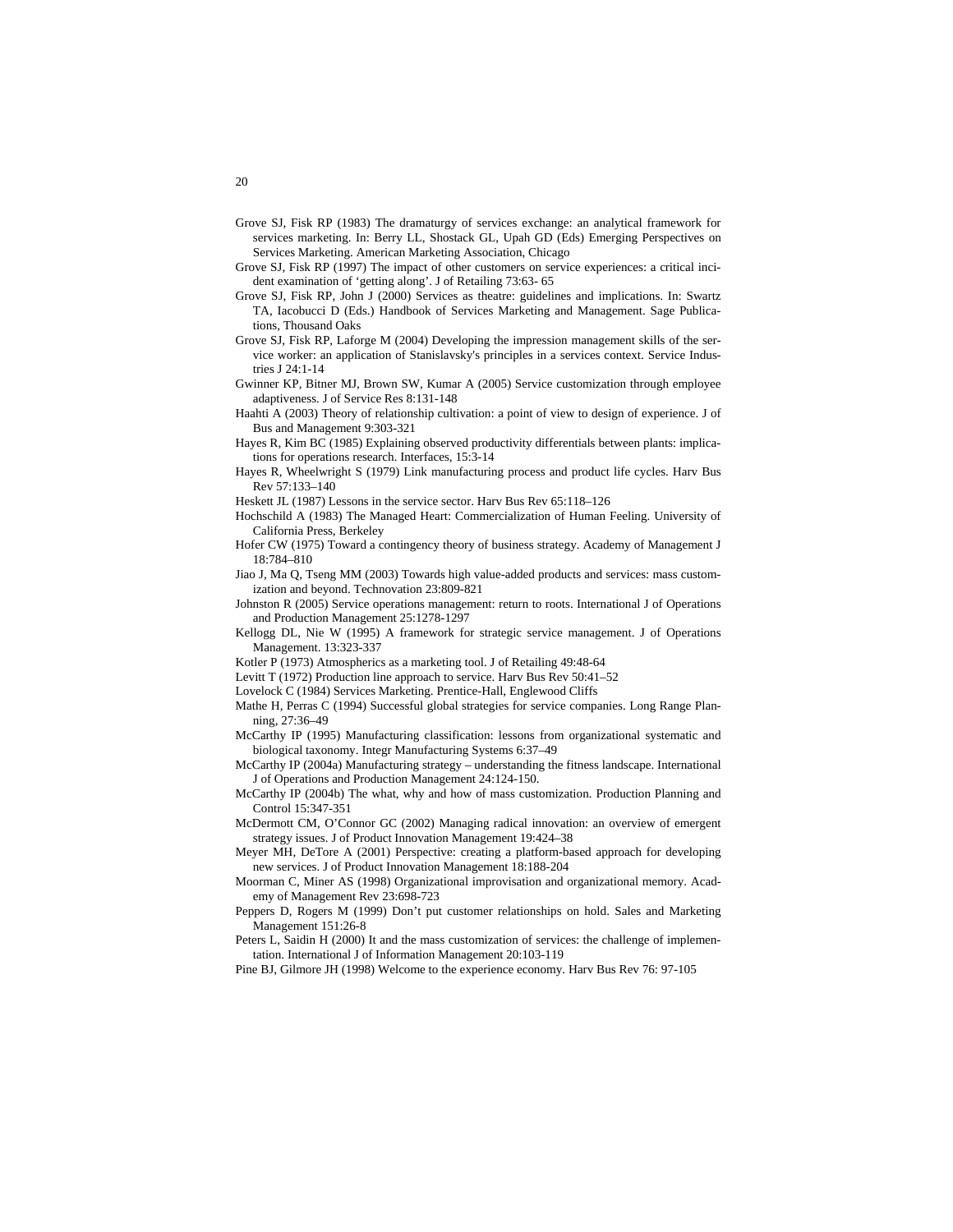Grove SJ, Fisk RP (1983) The dramaturgy of services exchange: an analytical framework for services marketing. In: Berry LL, Shostack GL, Upah GD (Eds) Emerging Perspectives on Services Marketing. American Marketing Association, Chicago

Grove SJ, Fisk RP (1997) The impact of other customers on service experiences: a critical incident examination of 'getting along'. J of Retailing 73:63- 65

Grove SJ, Fisk RP, John J (2000) Services as theatre: guidelines and implications. In: Swartz TA, Iacobucci D (Eds.) Handbook of Services Marketing and Management. Sage Publications, Thousand Oaks

Grove SJ, Fisk RP, Laforge M (2004) Developing the impression management skills of the service worker: an application of Stanislavsky's principles in a services context. Service Industries J 24:1-14

Gwinner KP, Bitner MJ, Brown SW, Kumar A (2005) Service customization through employee adaptiveness. J of Service Res 8:131-148

Haahti A (2003) Theory of relationship cultivation: a point of view to design of experience. J of Bus and Management 9:303-321

Hayes R, Kim BC (1985) Explaining observed productivity differentials between plants: implications for operations research. Interfaces, 15:3-14

Hayes R, Wheelwright S (1979) Link manufacturing process and product life cycles. Harv Bus Rev 57:133–140

Heskett JL (1987) Lessons in the service sector. Harv Bus Rev 65:118–126

Hochschild A (1983) The Managed Heart: Commercialization of Human Feeling. University of California Press, Berkeley

Hofer CW (1975) Toward a contingency theory of business strategy. Academy of Management J 18:784–810

Jiao J, Ma Q, Tseng MM (2003) Towards high value-added products and services: mass customization and beyond. Technovation 23:809-821

Johnston R (2005) Service operations management: return to roots. International J of Operations and Production Management 25:1278-1297

Kellogg DL, Nie W (1995) A framework for strategic service management. J of Operations Management. 13:323-337

Kotler P (1973) Atmospherics as a marketing tool. J of Retailing 49:48-64

Levitt T (1972) Production line approach to service. Harv Bus Rev 50:41–52

Lovelock C (1984) Services Marketing. Prentice-Hall, Englewood Cliffs

Mathe H, Perras C (1994) Successful global strategies for service companies. Long Range Planning, 27:36–49

McCarthy IP (1995) Manufacturing classification: lessons from organizational systematic and biological taxonomy. Integr Manufacturing Systems 6:37–49

McCarthy IP (2004a) Manufacturing strategy – understanding the fitness landscape. International J of Operations and Production Management 24:124-150.

McCarthy IP (2004b) The what, why and how of mass customization. Production Planning and Control 15:347-351

McDermott CM, O'Connor GC (2002) Managing radical innovation: an overview of emergent strategy issues. J of Product Innovation Management 19:424–38

Meyer MH, DeTore A (2001) Perspective: creating a platform-based approach for developing new services. J of Product Innovation Management 18:188-204

Moorman C, Miner AS (1998) Organizational improvisation and organizational memory. Academy of Management Rev 23:698-723

Peppers D, Rogers M (1999) Don't put customer relationships on hold. Sales and Marketing Management 151:26-8

Peters L, Saidin H (2000) It and the mass customization of services: the challenge of implementation. International J of Information Management 20:103-119

Pine BJ, Gilmore JH (1998) Welcome to the experience economy. Harv Bus Rev 76: 97-105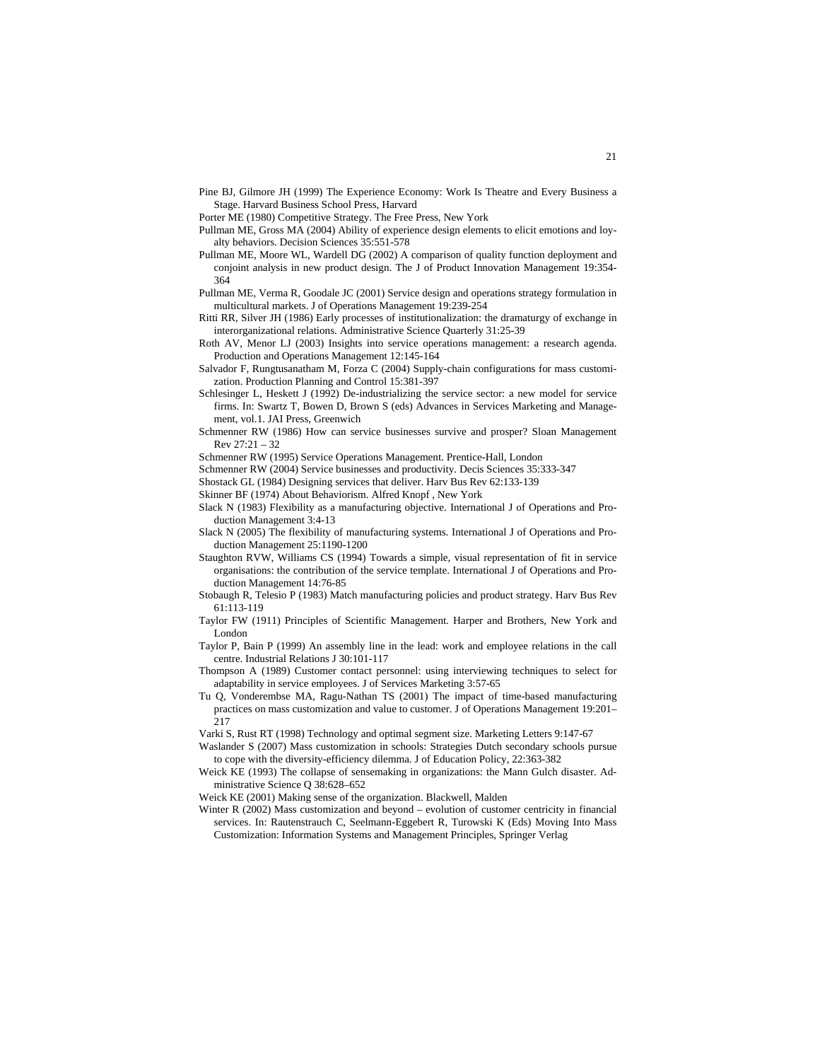Pine BJ, Gilmore JH (1999) The Experience Economy: Work Is Theatre and Every Business a Stage. Harvard Business School Press, Harvard

Porter ME (1980) Competitive Strategy. The Free Press, New York

Pullman ME, Gross MA (2004) Ability of experience design elements to elicit emotions and loyalty behaviors. Decision Sciences 35:551-578

Pullman ME, Moore WL, Wardell DG (2002) A comparison of quality function deployment and conjoint analysis in new product design. The J of Product Innovation Management 19:354-364

Pullman ME, Verma R, Goodale JC (2001) Service design and operations strategy formulation in multicultural markets. J of Operations Management 19:239-254

Ritti RR, Silver JH (1986) Early processes of institutionalization: the dramaturgy of exchange in interorganizational relations. Administrative Science Quarterly 31:25-39

Roth AV, Menor LJ (2003) Insights into service operations management: a research agenda. Production and Operations Management 12:145-164

Salvador F, Rungtusanatham M, Forza C (2004) Supply-chain configurations for mass customization. Production Planning and Control 15:381-397

Schlesinger L, Heskett J (1992) De-industrializing the service sector: a new model for service firms. In: Swartz T, Bowen D, Brown S (eds) Advances in Services Marketing and Management, vol.1. JAI Press, Greenwich

Schmenner RW (1986) How can service businesses survive and prosper? Sloan Management Rev 27:21 – 32

Schmenner RW (1995) Service Operations Management. Prentice-Hall, London

Schmenner RW (2004) Service businesses and productivity. Decis Sciences 35:333-347

Shostack GL (1984) Designing services that deliver. Harv Bus Rev 62:133-139

Skinner BF (1974) About Behaviorism. Alfred Knopf , New York

Slack N (1983) Flexibility as a manufacturing objective. International J of Operations and Production Management 3:4-13

Slack N (2005) The flexibility of manufacturing systems. International J of Operations and Production Management 25:1190-1200

Staughton RVW, Williams CS (1994) Towards a simple, visual representation of fit in service organisations: the contribution of the service template. International J of Operations and Production Management 14:76-85

Stobaugh R, Telesio P (1983) Match manufacturing policies and product strategy. Harv Bus Rev 61:113-119

Taylor FW (1911) Principles of Scientific Management. Harper and Brothers, New York and London

Taylor P, Bain P (1999) An assembly line in the lead: work and employee relations in the call centre. Industrial Relations J 30:101-117

Thompson A (1989) Customer contact personnel: using interviewing techniques to select for adaptability in service employees. J of Services Marketing 3:57-65

Tu Q, Vonderembse MA, Ragu-Nathan TS (2001) The impact of time-based manufacturing practices on mass customization and value to customer. J of Operations Management 19:201–217

Varki S, Rust RT (1998) Technology and optimal segment size. Marketing Letters 9:147-67

Waslander S (2007) Mass customization in schools: Strategies Dutch secondary schools pursue to cope with the diversity-efficiency dilemma. J of Education Policy, 22:363-382

Weick KE (1993) The collapse of sensemaking in organizations: the Mann Gulch disaster. Administrative Science Q 38:628–652

Weick KE (2001) Making sense of the organization. Blackwell, Malden

Winter R (2002) Mass customization and beyond – evolution of customer centricity in financial services. In: Rautenstrauch C, Seelmann-Eggebert R, Turowski K (Eds) Moving Into Mass Customization: Information Systems and Management Principles, Springer Verlag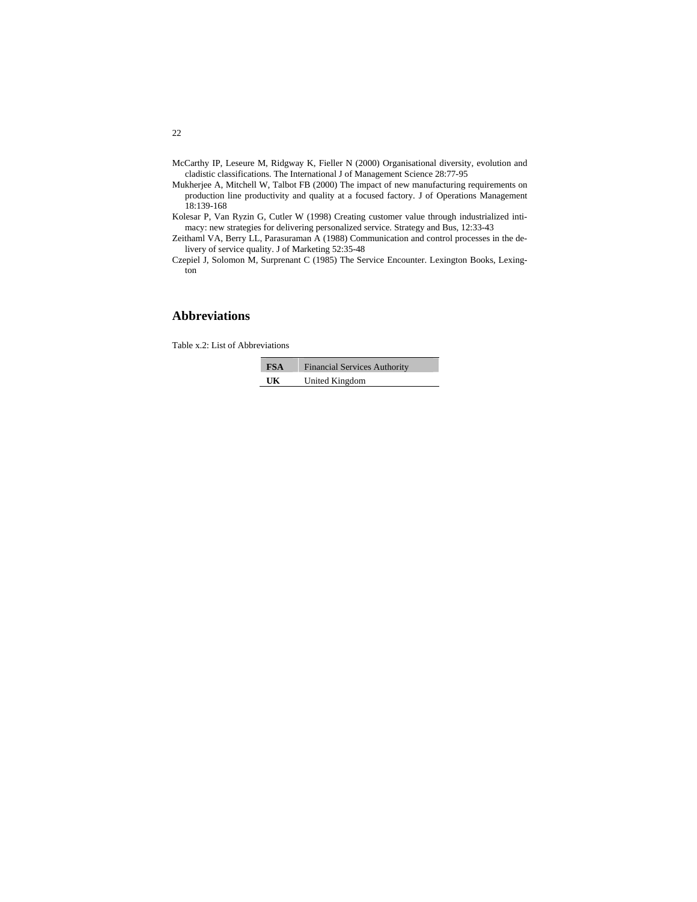McCarthy IP, Leseure M, Ridgway K, Fieller N (2000) Organisational diversity, evolution and cladistic classifications. The International J of Management Science 28:77-95

Mukherjee A, Mitchell W, Talbot FB (2000) The impact of new manufacturing requirements on production line productivity and quality at a focused factory. J of Operations Management 18:139-168

Kolesar P, Van Ryzin G, Cutler W (1998) Creating customer value through industrialized intimacy: new strategies for delivering personalized service. Strategy and Bus, 12:33-43

Zeithaml VA, Berry LL, Parasuraman A (1988) Communication and control processes in the delivery of service quality. J of Marketing 52:35-48

Czepiel J, Solomon M, Surprenant C (1985) The Service Encounter. Lexington Books, Lexington

## Abbreviations

Table x.2: List of Abbreviations

| | |
|---|---|
| **FSA** | Financial Services Authority |
| **UK** | United Kingdom |